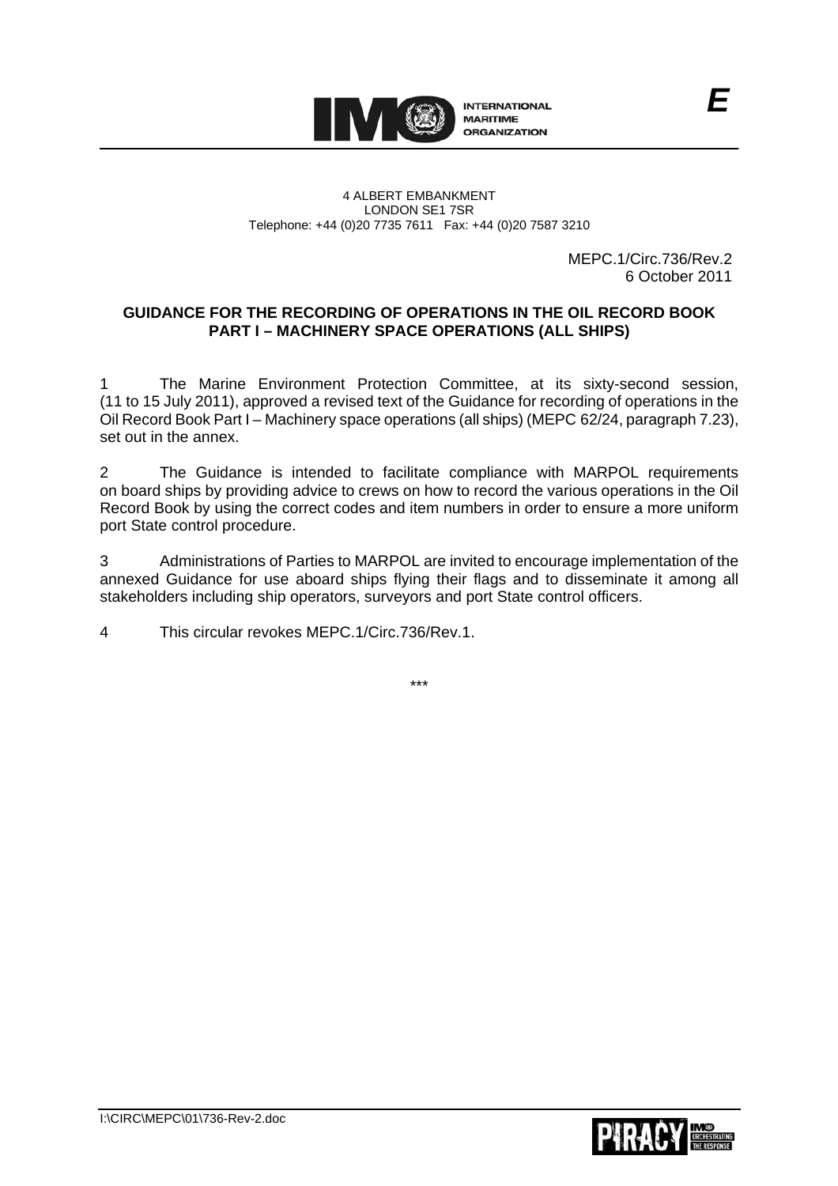INTERNATIONAL MARITIME ORGANIZATION

E

4 ALBERT EMBANKMENT
LONDON SE1 7SR
Telephone: +44 (0)20 7735 7611 Fax: +44 (0)20 7587 3210

MEPC.1/Circ.736/Rev.2
6 October 2011

**GUIDANCE FOR THE RECORDING OF OPERATIONS IN THE OIL RECORD BOOK PART I – MACHINERY SPACE OPERATIONS (ALL SHIPS)**

1 The Marine Environment Protection Committee, at its sixty-second session, (11 to 15 July 2011), approved a revised text of the Guidance for recording of operations in the Oil Record Book Part I – Machinery space operations (all ships) (MEPC 62/24, paragraph 7.23), set out in the annex.

2 The Guidance is intended to facilitate compliance with MARPOL requirements on board ships by providing advice to crews on how to record the various operations in the Oil Record Book by using the correct codes and item numbers in order to ensure a more uniform port State control procedure.

3 Administrations of Parties to MARPOL are invited to encourage implementation of the annexed Guidance for use aboard ships flying their flags and to disseminate it among all stakeholders including ship operators, surveyors and port State control officers.

4 This circular revokes MEPC.1/Circ.736/Rev.1.

\*\*\*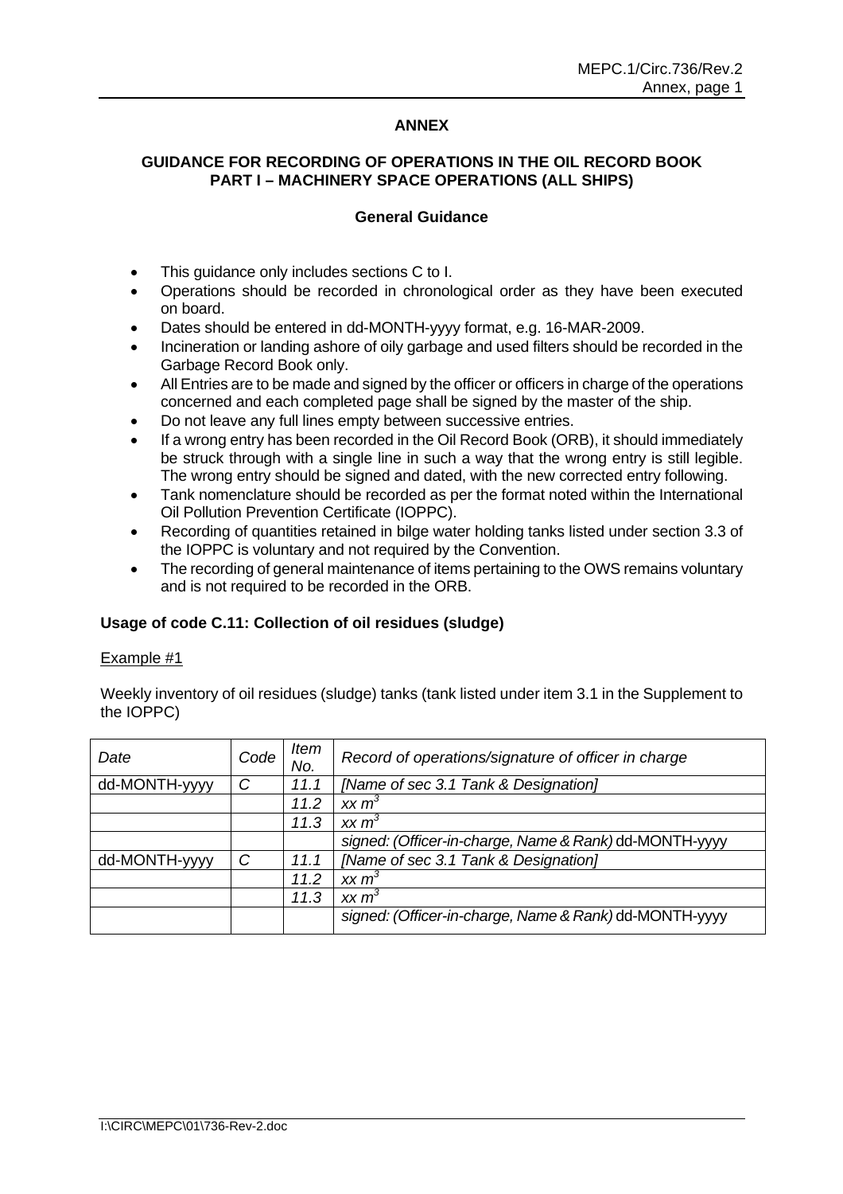# ANNEX

## GUIDANCE FOR RECORDING OF OPERATIONS IN THE OIL RECORD BOOK PART I – MACHINERY SPACE OPERATIONS (ALL SHIPS)

### General Guidance

- This guidance only includes sections C to I.
- Operations should be recorded in chronological order as they have been executed on board.
- Dates should be entered in dd-MONTH-yyyy format, e.g. 16-MAR-2009.
- Incineration or landing ashore of oily garbage and used filters should be recorded in the Garbage Record Book only.
- All Entries are to be made and signed by the officer or officers in charge of the operations concerned and each completed page shall be signed by the master of the ship.
- Do not leave any full lines empty between successive entries.
- If a wrong entry has been recorded in the Oil Record Book (ORB), it should immediately be struck through with a single line in such a way that the wrong entry is still legible. The wrong entry should be signed and dated, with the new corrected entry following.
- Tank nomenclature should be recorded as per the format noted within the International Oil Pollution Prevention Certificate (IOPPC).
- Recording of quantities retained in bilge water holding tanks listed under section 3.3 of the IOPPC is voluntary and not required by the Convention.
- The recording of general maintenance of items pertaining to the OWS remains voluntary and is not required to be recorded in the ORB.

### Usage of code C.11: Collection of oil residues (sludge)

Example #1

Weekly inventory of oil residues (sludge) tanks (tank listed under item 3.1 in the Supplement to the IOPPC)

| *Date* | *Code* | *Item No.* | *Record of operations/signature of officer in charge* |
|---|---|---|---|
| dd-MONTH-yyyy | *C* | *11.1* | *[Name of sec 3.1 Tank & Designation]* |
| | | *11.2* | *xx* $m^3$ |
| | | *11.3* | *xx* $m^3$ |
| | | | *signed: (Officer-in-charge, Name & Rank)* dd-MONTH-yyyy |
| dd-MONTH-yyyy | *C* | *11.1* | *[Name of sec 3.1 Tank & Designation]* |
| | | *11.2* | *xx* $m^3$ |
| | | *11.3* | *xx* $m^3$ |
| | | | *signed: (Officer-in-charge, Name & Rank)* dd-MONTH-yyyy |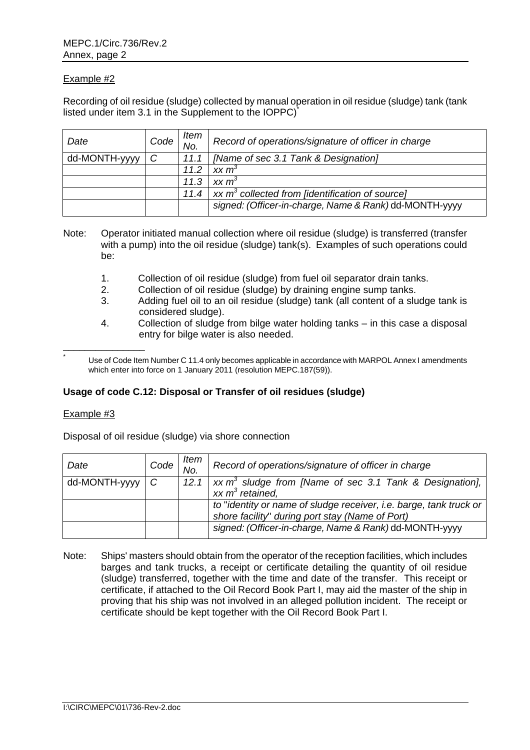Example #2

Recording of oil residue (sludge) collected by manual operation in oil residue (sludge) tank (tank listed under item 3.1 in the Supplement to the IOPPC)[*]

| *Date* | *Code* | *Item No.* | *Record of operations/signature of officer in charge* |
|---|---|---|---|
| dd-MONTH-yyyy | *C* | *11.1* | *[Name of sec 3.1 Tank & Designation]* |
| | | *11.2* | *xx* $m^3$ |
| | | *11.3* | *xx* $m^3$ |
| | | *11.4* | *xx* $m^3$ *collected from [identification of source]* |
| | | | *signed: (Officer-in-charge, Name & Rank)* dd-MONTH-yyyy |

Note: Operator initiated manual collection where oil residue (sludge) is transferred (transfer with a pump) into the oil residue (sludge) tank(s). Examples of such operations could be:

1. Collection of oil residue (sludge) from fuel oil separator drain tanks.
2. Collection of oil residue (sludge) by draining engine sump tanks.
3. Adding fuel oil to an oil residue (sludge) tank (all content of a sludge tank is considered sludge).
4. Collection of sludge from bilge water holding tanks – in this case a disposal entry for bilge water is also needed.

---

[*] Use of Code Item Number C 11.4 only becomes applicable in accordance with MARPOL Annex I amendments which enter into force on 1 January 2011 (resolution MEPC.187(59)).

**Usage of code C.12: Disposal or Transfer of oil residues (sludge)**

Example #3

Disposal of oil residue (sludge) via shore connection

| *Date* | *Code* | *Item No.* | *Record of operations/signature of officer in charge* |
|---|---|---|---|
| dd-MONTH-yyyy | *C* | *12.1* | *xx* $m^3$ *sludge from [Name of sec 3.1 Tank & Designation], xx* $m^3$ *retained,* |
| | | | *to "identity or name of sludge receiver, i.e. barge, tank truck or shore facility" during port stay (Name of Port)* |
| | | | *signed: (Officer-in-charge, Name & Rank)* dd-MONTH-yyyy |

Note: Ships' masters should obtain from the operator of the reception facilities, which includes barges and tank trucks, a receipt or certificate detailing the quantity of oil residue (sludge) transferred, together with the time and date of the transfer. This receipt or certificate, if attached to the Oil Record Book Part I, may aid the master of the ship in proving that his ship was not involved in an alleged pollution incident. The receipt or certificate should be kept together with the Oil Record Book Part I.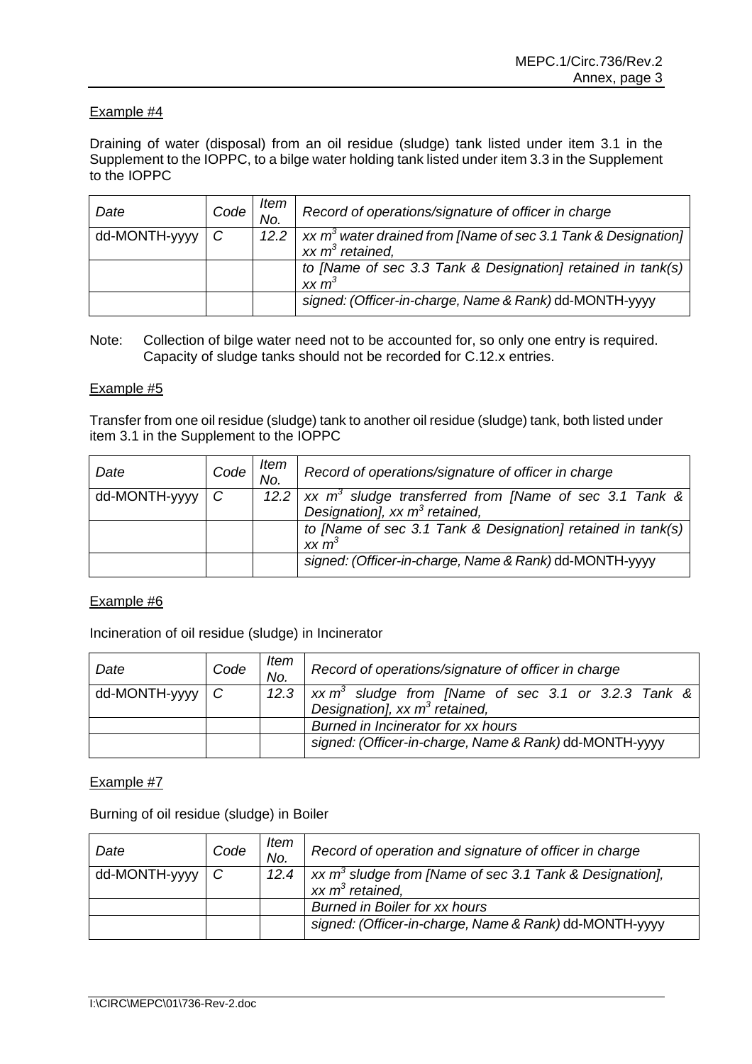Example #4

Draining of water (disposal) from an oil residue (sludge) tank listed under item 3.1 in the Supplement to the IOPPC, to a bilge water holding tank listed under item 3.3 in the Supplement to the IOPPC

| *Date* | *Code* | *Item No.* | *Record of operations/signature of officer in charge* |
|---|---|---|---|
| dd-MONTH-yyyy | *C* | *12.2* | *xx $m^3$ water drained from [Name of sec 3.1 Tank & Designation] xx $m^3$ retained,* |
| | | | *to [Name of sec 3.3 Tank & Designation] retained in tank(s) xx $m^3$* |
| | | | *signed: (Officer-in-charge, Name & Rank)* dd-MONTH-yyyy |

Note: Collection of bilge water need not to be accounted for, so only one entry is required. Capacity of sludge tanks should not be recorded for C.12.x entries.

Example #5

Transfer from one oil residue (sludge) tank to another oil residue (sludge) tank, both listed under item 3.1 in the Supplement to the IOPPC

| *Date* | *Code* | *Item No.* | *Record of operations/signature of officer in charge* |
|---|---|---|---|
| dd-MONTH-yyyy | *C* | *12.2* | *xx $m^3$ sludge transferred from [Name of sec 3.1 Tank & Designation], xx $m^3$ retained,* |
| | | | *to [Name of sec 3.1 Tank & Designation] retained in tank(s) xx $m^3$* |
| | | | *signed: (Officer-in-charge, Name & Rank)* dd-MONTH-yyyy |

Example #6

Incineration of oil residue (sludge) in Incinerator

| *Date* | *Code* | *Item No.* | *Record of operations/signature of officer in charge* |
|---|---|---|---|
| dd-MONTH-yyyy | *C* | *12.3* | *xx $m^3$ sludge from [Name of sec 3.1 or 3.2.3 Tank & Designation], xx $m^3$ retained,* |
| | | | *Burned in Incinerator for xx hours* |
| | | | *signed: (Officer-in-charge, Name & Rank)* dd-MONTH-yyyy |

Example #7

Burning of oil residue (sludge) in Boiler

| *Date* | *Code* | *Item No.* | *Record of operation and signature of officer in charge* |
|---|---|---|---|
| dd-MONTH-yyyy | *C* | *12.4* | *xx $m^3$ sludge from [Name of sec 3.1 Tank & Designation], xx $m^3$ retained,* |
| | | | *Burned in Boiler for xx hours* |
| | | | *signed: (Officer-in-charge, Name & Rank)* dd-MONTH-yyyy |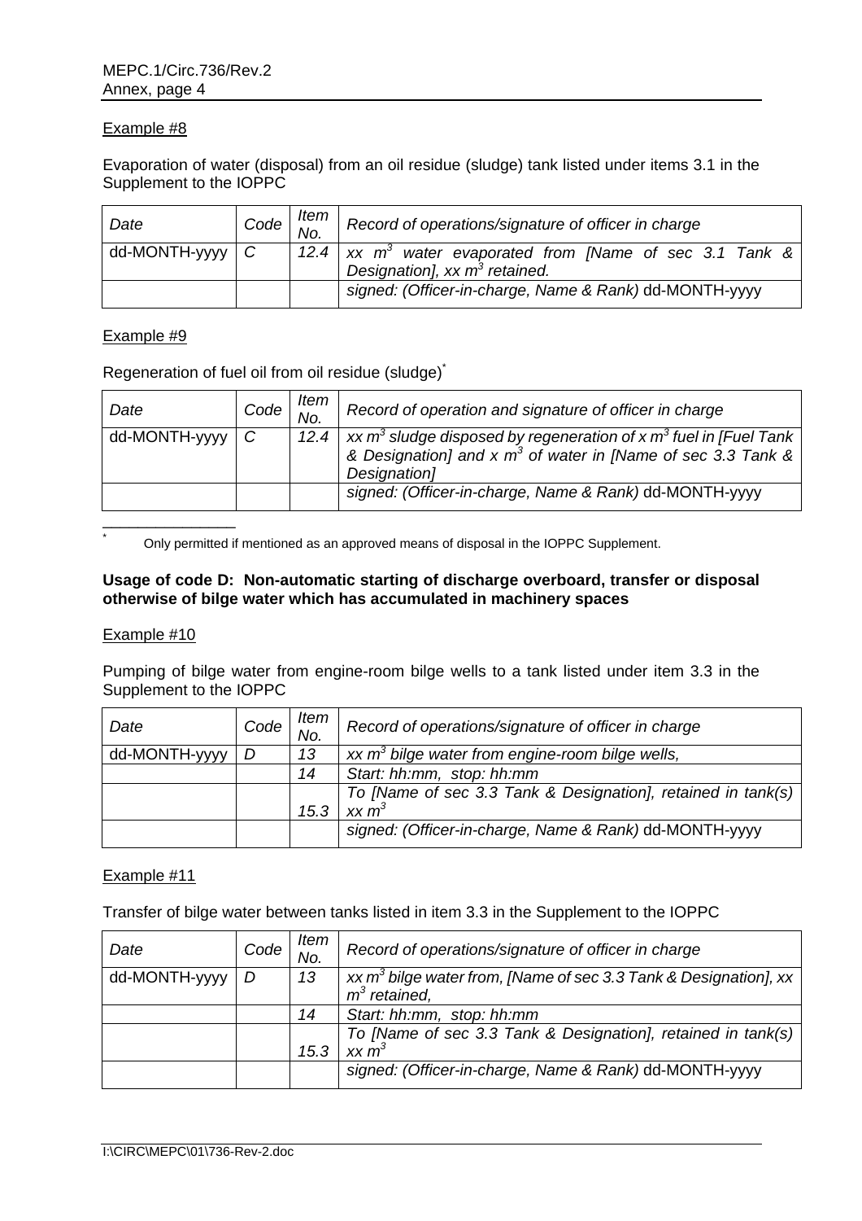Example #8

Evaporation of water (disposal) from an oil residue (sludge) tank listed under items 3.1 in the Supplement to the IOPPC

| *Date* | *Code* | *Item No.* | *Record of operations/signature of officer in charge* |
|---|---|---|---|
| dd-MONTH-yyyy | *C* | *12.4* | *xx $m^3$ water evaporated from [Name of sec 3.1 Tank & Designation], xx $m^3$ retained.* |
| | | | *signed: (Officer-in-charge, Name & Rank)* dd-MONTH-yyyy |

Example #9

Regeneration of fuel oil from oil residue (sludge)[*]

| *Date* | *Code* | *Item No.* | *Record of operation and signature of officer in charge* |
|---|---|---|---|
| dd-MONTH-yyyy | *C* | *12.4* | *xx $m^3$ sludge disposed by regeneration of x $m^3$ fuel in [Fuel Tank & Designation] and x $m^3$ of water in [Name of sec 3.3 Tank & Designation]* |
| | | | *signed: (Officer-in-charge, Name & Rank)* dd-MONTH-yyyy |

[*] Only permitted if mentioned as an approved means of disposal in the IOPPC Supplement.

**Usage of code D: Non-automatic starting of discharge overboard, transfer or disposal otherwise of bilge water which has accumulated in machinery spaces**

Example #10

Pumping of bilge water from engine-room bilge wells to a tank listed under item 3.3 in the Supplement to the IOPPC

| *Date* | *Code* | *Item No.* | *Record of operations/signature of officer in charge* |
|---|---|---|---|
| dd-MONTH-yyyy | *D* | *13* | *xx $m^3$ bilge water from engine-room bilge wells,* |
| | | *14* | *Start: hh:mm, stop: hh:mm* |
| | | *15.3* | *To [Name of sec 3.3 Tank & Designation], retained in tank(s) xx $m^3$* |
| | | | *signed: (Officer-in-charge, Name & Rank)* dd-MONTH-yyyy |

Example #11

Transfer of bilge water between tanks listed in item 3.3 in the Supplement to the IOPPC

| *Date* | *Code* | *Item No.* | *Record of operations/signature of officer in charge* |
|---|---|---|---|
| dd-MONTH-yyyy | *D* | *13* | *xx $m^3$ bilge water from, [Name of sec 3.3 Tank & Designation], xx $m^3$ retained,* |
| | | *14* | *Start: hh:mm, stop: hh:mm* |
| | | *15.3* | *To [Name of sec 3.3 Tank & Designation], retained in tank(s) xx $m^3$* |
| | | | *signed: (Officer-in-charge, Name & Rank)* dd-MONTH-yyyy |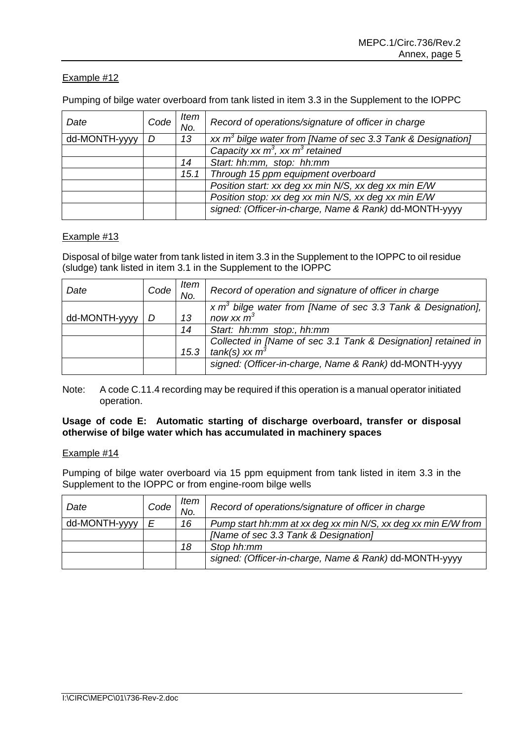Example #12

Pumping of bilge water overboard from tank listed in item 3.3 in the Supplement to the IOPPC

| *Date* | *Code* | *Item No.* | *Record of operations/signature of officer in charge* |
|---|---|---|---|
| dd-MONTH-yyyy | *D* | *13* | *xx $m^3$ bilge water from [Name of sec 3.3 Tank & Designation]* |
| | | | *Capacity xx $m^3$, xx $m^3$ retained* |
| | | *14* | *Start: hh:mm, stop: hh:mm* |
| | | *15.1* | *Through 15 ppm equipment overboard* |
| | | | *Position start: xx deg xx min N/S, xx deg xx min E/W* |
| | | | *Position stop: xx deg xx min N/S, xx deg xx min E/W* |
| | | | *signed: (Officer-in-charge, Name & Rank)* dd-MONTH-yyyy |

Example #13

Disposal of bilge water from tank listed in item 3.3 in the Supplement to the IOPPC to oil residue (sludge) tank listed in item 3.1 in the Supplement to the IOPPC

| *Date* | *Code* | *Item No.* | *Record of operation and signature of officer in charge* |
|---|---|---|---|
| dd-MONTH-yyyy | *D* | *13* | *x $m^3$ bilge water from [Name of sec 3.3 Tank & Designation], now xx $m^3$* |
| | | *14* | *Start: hh:mm stop:, hh:mm* |
| | | *15.3* | *Collected in [Name of sec 3.1 Tank & Designation] retained in tank(s) xx $m^3$* |
| | | | *signed: (Officer-in-charge, Name & Rank)* dd-MONTH-yyyy |

Note: A code C.11.4 recording may be required if this operation is a manual operator initiated operation.

**Usage of code E: Automatic starting of discharge overboard, transfer or disposal otherwise of bilge water which has accumulated in machinery spaces**

Example #14

Pumping of bilge water overboard via 15 ppm equipment from tank listed in item 3.3 in the Supplement to the IOPPC or from engine-room bilge wells

| *Date* | *Code* | *Item No.* | *Record of operations/signature of officer in charge* |
|---|---|---|---|
| dd-MONTH-yyyy | *E* | *16* | *Pump start hh:mm at xx deg xx min N/S, xx deg xx min E/W from* |
| | | | *[Name of sec 3.3 Tank & Designation]* |
| | | *18* | *Stop hh:mm* |
| | | | *signed: (Officer-in-charge, Name & Rank)* dd-MONTH-yyyy |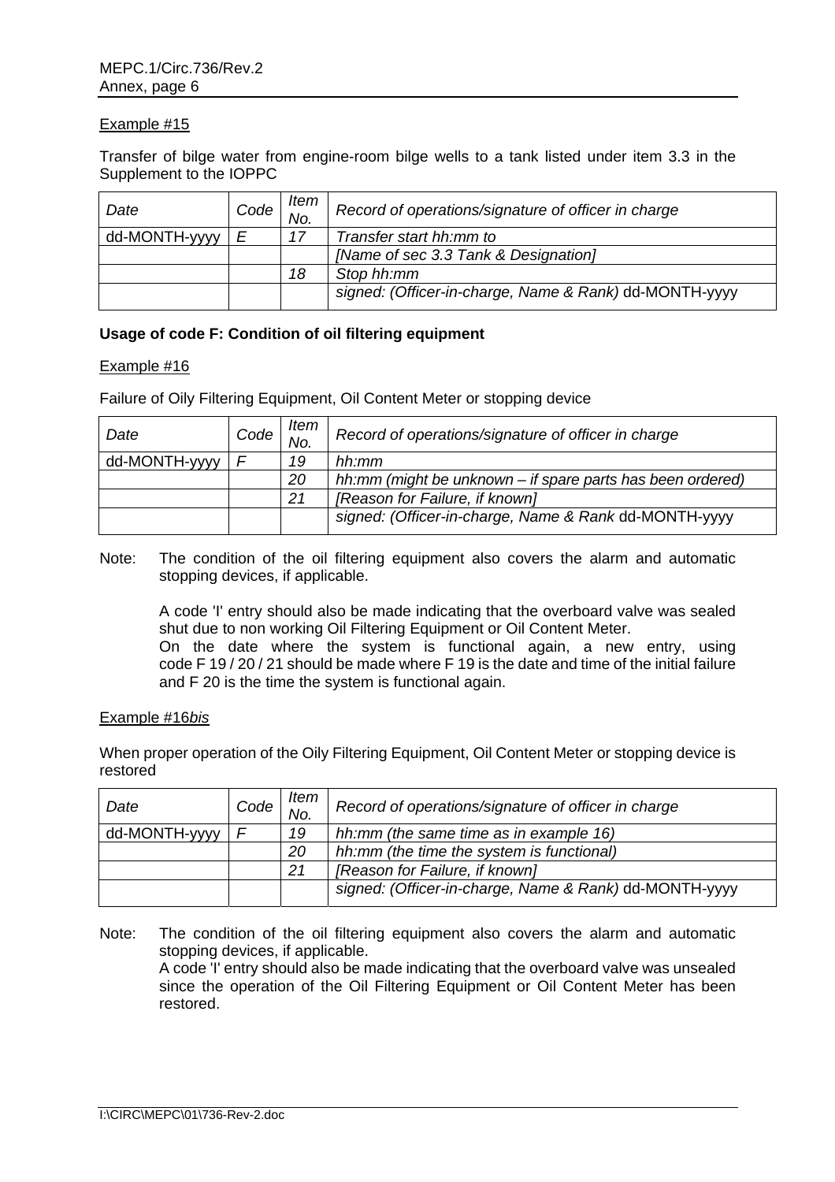Example #15

Transfer of bilge water from engine-room bilge wells to a tank listed under item 3.3 in the Supplement to the IOPPC

| *Date* | *Code* | *Item No.* | *Record of operations/signature of officer in charge* |
|---|---|---|---|
| dd-MONTH-yyyy | *E* | *17* | *Transfer start hh:mm to* |
| | | | *[Name of sec 3.3 Tank & Designation]* |
| | | *18* | *Stop hh:mm* |
| | | | *signed: (Officer-in-charge, Name & Rank)* dd-MONTH-yyyy |

**Usage of code F: Condition of oil filtering equipment**

Example #16

Failure of Oily Filtering Equipment, Oil Content Meter or stopping device

| *Date* | *Code* | *Item No.* | *Record of operations/signature of officer in charge* |
|---|---|---|---|
| dd-MONTH-yyyy | *F* | *19* | *hh:mm* |
| | | *20* | *hh:mm (might be unknown – if spare parts has been ordered)* |
| | | *21* | *[Reason for Failure, if known]* |
| | | | *signed: (Officer-in-charge, Name & Rank* dd-MONTH-yyyy |

Note: The condition of the oil filtering equipment also covers the alarm and automatic stopping devices, if applicable.

A code 'I' entry should also be made indicating that the overboard valve was sealed shut due to non working Oil Filtering Equipment or Oil Content Meter.
On the date where the system is functional again, a new entry, using code F 19 / 20 / 21 should be made where F 19 is the date and time of the initial failure and F 20 is the time the system is functional again.

Example #16*bis*

When proper operation of the Oily Filtering Equipment, Oil Content Meter or stopping device is restored

| *Date* | *Code* | *Item No.* | *Record of operations/signature of officer in charge* |
|---|---|---|---|
| dd-MONTH-yyyy | *F* | *19* | *hh:mm (the same time as in example 16)* |
| | | *20* | *hh:mm (the time the system is functional)* |
| | | *21* | *[Reason for Failure, if known]* |
| | | | *signed: (Officer-in-charge, Name & Rank)* dd-MONTH-yyyy |

Note: The condition of the oil filtering equipment also covers the alarm and automatic stopping devices, if applicable.
A code 'I' entry should also be made indicating that the overboard valve was unsealed since the operation of the Oil Filtering Equipment or Oil Content Meter has been restored.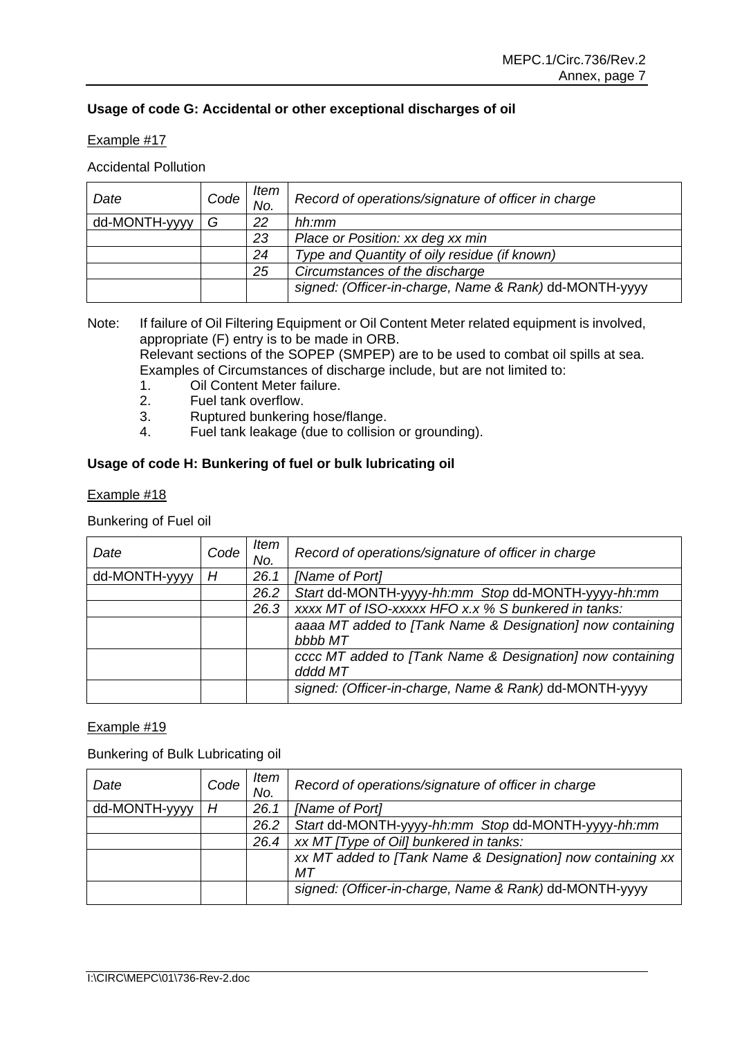**Usage of code G: Accidental or other exceptional discharges of oil**

Example #17

Accidental Pollution

| *Date* | *Code* | *Item No.* | *Record of operations/signature of officer in charge* |
|---|---|---|---|
| dd-MONTH-yyyy | *G* | *22* | *hh:mm* |
| | | *23* | *Place or Position: xx deg xx min* |
| | | *24* | *Type and Quantity of oily residue (if known)* |
| | | *25* | *Circumstances of the discharge* |
| | | | *signed: (Officer-in-charge, Name & Rank)* dd-MONTH-yyyy |

Note: If failure of Oil Filtering Equipment or Oil Content Meter related equipment is involved, appropriate (F) entry is to be made in ORB.
Relevant sections of the SOPEP (SMPEP) are to be used to combat oil spills at sea.
Examples of Circumstances of discharge include, but are not limited to:

1. Oil Content Meter failure.
2. Fuel tank overflow.
3. Ruptured bunkering hose/flange.
4. Fuel tank leakage (due to collision or grounding).

**Usage of code H: Bunkering of fuel or bulk lubricating oil**

Example #18

Bunkering of Fuel oil

| *Date* | *Code* | *Item No.* | *Record of operations/signature of officer in charge* |
|---|---|---|---|
| dd-MONTH-yyyy | *H* | *26.1* | *[Name of Port]* |
| | | *26.2* | *Start* dd-MONTH-yyyy-*hh:mm* *Stop* dd-MONTH-yyyy-*hh:mm* |
| | | *26.3* | *xxxx MT of ISO-xxxxx HFO x.x % S bunkered in tanks:* |
| | | | *aaaa MT added to [Tank Name & Designation] now containing bbbb MT* |
| | | | *cccc MT added to [Tank Name & Designation] now containing dddd MT* |
| | | | *signed: (Officer-in-charge, Name & Rank)* dd-MONTH-yyyy |

Example #19

Bunkering of Bulk Lubricating oil

| *Date* | *Code* | *Item No.* | *Record of operations/signature of officer in charge* |
|---|---|---|---|
| dd-MONTH-yyyy | *H* | *26.1* | *[Name of Port]* |
| | | *26.2* | *Start* dd-MONTH-yyyy-*hh:mm* *Stop* dd-MONTH-yyyy-*hh:mm* |
| | | *26.4* | *xx MT [Type of Oil] bunkered in tanks:* |
| | | | *xx MT added to [Tank Name & Designation] now containing xx MT* |
| | | | *signed: (Officer-in-charge, Name & Rank)* dd-MONTH-yyyy |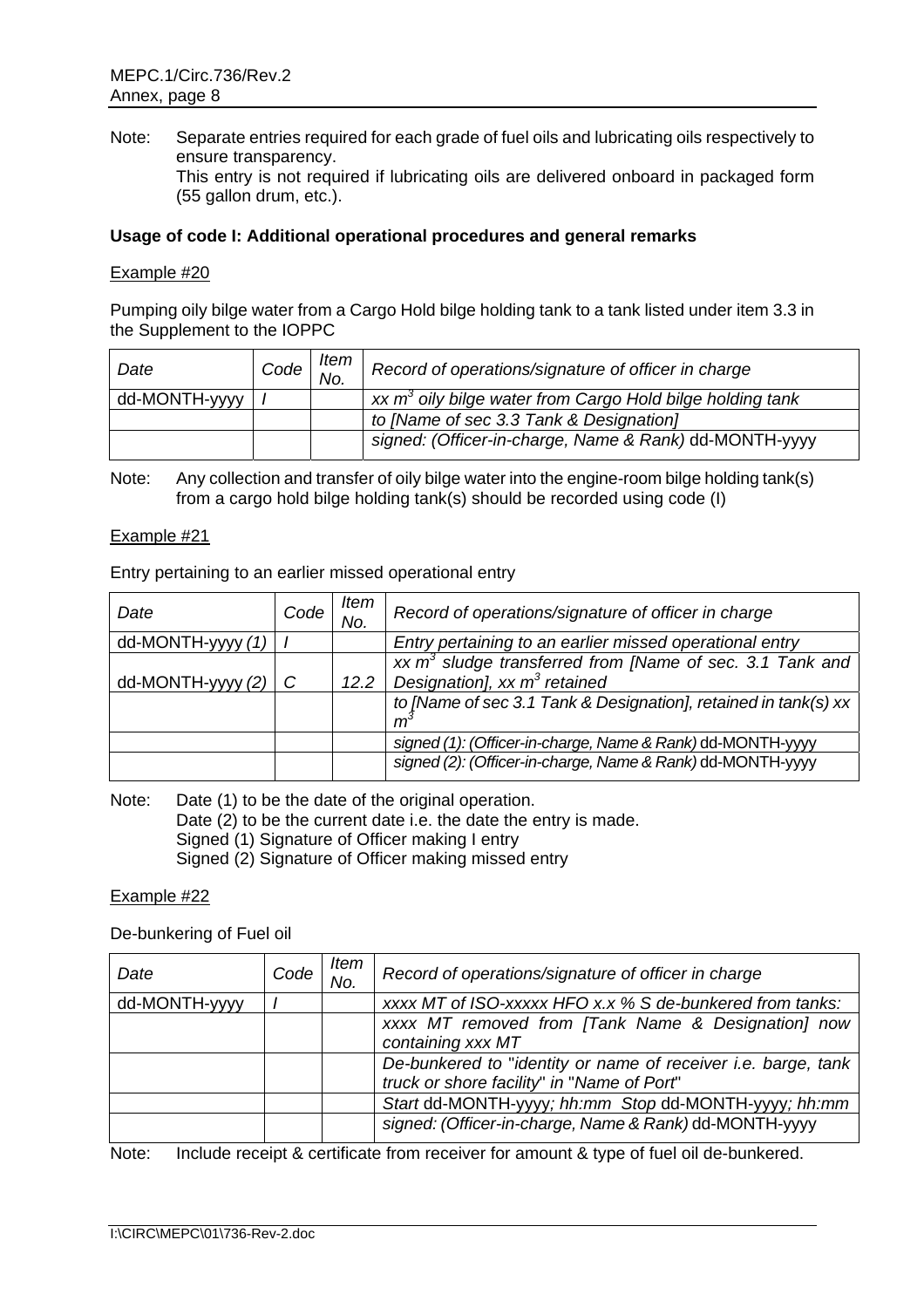Note: Separate entries required for each grade of fuel oils and lubricating oils respectively to ensure transparency.
This entry is not required if lubricating oils are delivered onboard in packaged form (55 gallon drum, etc.).

**Usage of code I: Additional operational procedures and general remarks**

Example #20

Pumping oily bilge water from a Cargo Hold bilge holding tank to a tank listed under item 3.3 in the Supplement to the IOPPC

| *Date* | *Code* | *Item No.* | *Record of operations/signature of officer in charge* |
|---|---|---|---|
| dd-MONTH-yyyy | *I* | | *xx $m^3$ oily bilge water from Cargo Hold bilge holding tank* |
| | | | *to [Name of sec 3.3 Tank & Designation]* |
| | | | *signed: (Officer-in-charge, Name & Rank)* dd-MONTH-yyyy |

Note: Any collection and transfer of oily bilge water into the engine-room bilge holding tank(s) from a cargo hold bilge holding tank(s) should be recorded using code (I)

Example #21

Entry pertaining to an earlier missed operational entry

| *Date* | *Code* | *Item No.* | *Record of operations/signature of officer in charge* |
|---|---|---|---|
| dd-MONTH-yyyy *(1)* | *I* | | *Entry pertaining to an earlier missed operational entry* |
| dd-MONTH-yyyy *(2)* | *C* | *12.2* | *xx $m^3$ sludge transferred from [Name of sec. 3.1 Tank and Designation], xx $m^3$ retained* |
| | | | *to [Name of sec 3.1 Tank & Designation], retained in tank(s) xx $m^3$* |
| | | | *signed (1): (Officer-in-charge, Name & Rank)* dd-MONTH-yyyy |
| | | | *signed (2): (Officer-in-charge, Name & Rank)* dd-MONTH-yyyy |

Note: Date (1) to be the date of the original operation.
Date (2) to be the current date i.e. the date the entry is made.
Signed (1) Signature of Officer making I entry
Signed (2) Signature of Officer making missed entry

Example #22

De-bunkering of Fuel oil

| *Date* | *Code* | *Item No.* | *Record of operations/signature of officer in charge* |
|---|---|---|---|
| dd-MONTH-yyyy | *I* | | *xxxx MT of ISO-xxxxx HFO x.x % S de-bunkered from tanks:* |
| | | | *xxxx MT removed from [Tank Name & Designation] now containing xxx MT* |
| | | | *De-bunkered to "identity or name of receiver i.e. barge, tank truck or shore facility" in "Name of Port"* |
| | | | *Start* dd-MONTH-yyyy*; hh:mm Stop* dd-MONTH-yyyy*; hh:mm* |
| | | | *signed: (Officer-in-charge, Name & Rank)* dd-MONTH-yyyy |

Note: Include receipt & certificate from receiver for amount & type of fuel oil de-bunkered.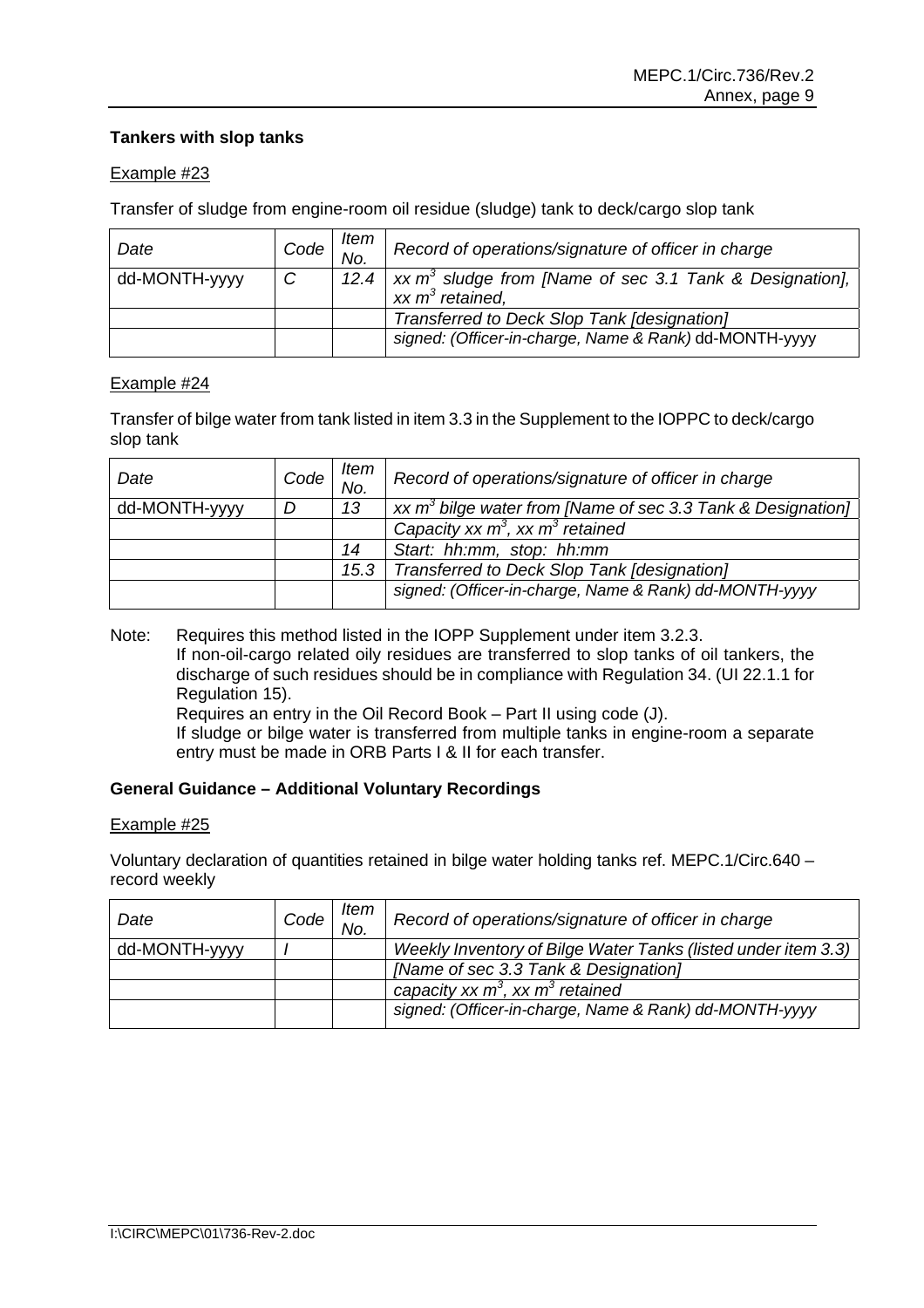**Tankers with slop tanks**

Example #23

Transfer of sludge from engine-room oil residue (sludge) tank to deck/cargo slop tank

| *Date* | *Code* | *Item No.* | *Record of operations/signature of officer in charge* |
|---|---|---|---|
| dd-MONTH-yyyy | *C* | *12.4* | *xx $m^3$ sludge from [Name of sec 3.1 Tank & Designation], xx $m^3$ retained,* |
| | | | *Transferred to Deck Slop Tank [designation]* |
| | | | *signed: (Officer-in-charge, Name & Rank)* dd-MONTH-yyyy |

Example #24

Transfer of bilge water from tank listed in item 3.3 in the Supplement to the IOPPC to deck/cargo slop tank

| *Date* | *Code* | *Item No.* | *Record of operations/signature of officer in charge* |
|---|---|---|---|
| dd-MONTH-yyyy | *D* | *13* | *xx $m^3$ bilge water from [Name of sec 3.3 Tank & Designation]* |
| | | | *Capacity xx $m^3$, xx $m^3$ retained* |
| | | *14* | *Start: hh:mm, stop: hh:mm* |
| | | *15.3* | *Transferred to Deck Slop Tank [designation]* |
| | | | *signed: (Officer-in-charge, Name & Rank) dd-MONTH-yyyy* |

Note: Requires this method listed in the IOPP Supplement under item 3.2.3.
If non-oil-cargo related oily residues are transferred to slop tanks of oil tankers, the discharge of such residues should be in compliance with Regulation 34. (UI 22.1.1 for Regulation 15).
Requires an entry in the Oil Record Book – Part II using code (J).
If sludge or bilge water is transferred from multiple tanks in engine-room a separate entry must be made in ORB Parts I & II for each transfer.

**General Guidance – Additional Voluntary Recordings**

Example #25

Voluntary declaration of quantities retained in bilge water holding tanks ref. MEPC.1/Circ.640 – record weekly

| *Date* | *Code* | *Item No.* | *Record of operations/signature of officer in charge* |
|---|---|---|---|
| dd-MONTH-yyyy | *I* | | *Weekly Inventory of Bilge Water Tanks (listed under item 3.3)* |
| | | | *[Name of sec 3.3 Tank & Designation]* |
| | | | *capacity xx $m^3$, xx $m^3$ retained* |
| | | | *signed: (Officer-in-charge, Name & Rank) dd-MONTH-yyyy* |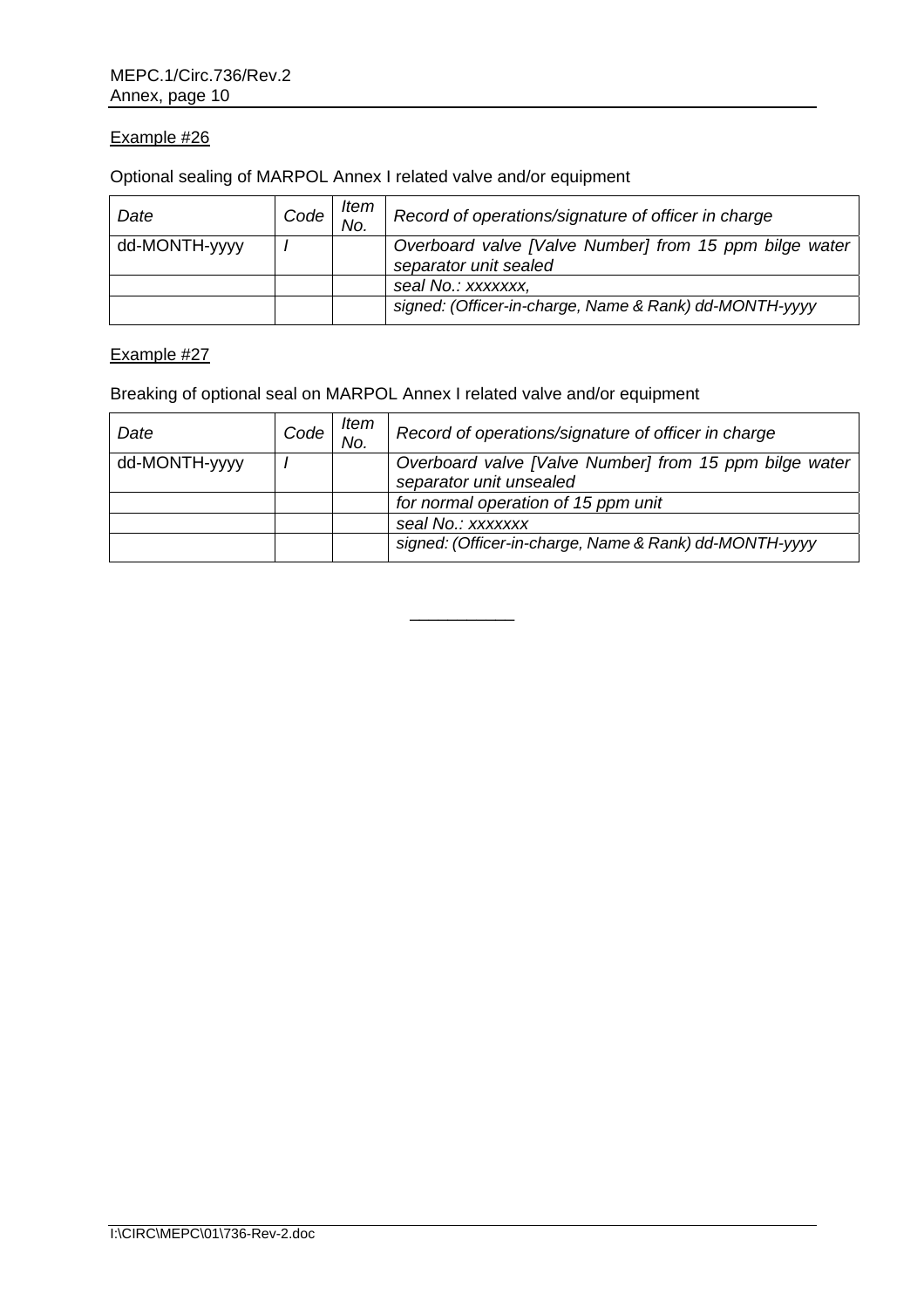Example #26

Optional sealing of MARPOL Annex I related valve and/or equipment

| *Date* | *Code* | *Item No.* | *Record of operations/signature of officer in charge* |
|---|---|---|---|
| dd-MONTH-yyyy | *I* | | *Overboard valve [Valve Number] from 15 ppm bilge water separator unit sealed* |
| | | | *seal No.: xxxxxxx,* |
| | | | *signed: (Officer-in-charge, Name & Rank) dd-MONTH-yyyy* |

Example #27

Breaking of optional seal on MARPOL Annex I related valve and/or equipment

| *Date* | *Code* | *Item No.* | *Record of operations/signature of officer in charge* |
|---|---|---|---|
| dd-MONTH-yyyy | *I* | | *Overboard valve [Valve Number] from 15 ppm bilge water separator unit unsealed* |
| | | | *for normal operation of 15 ppm unit* |
| | | | *seal No.: xxxxxxx* |
| | | | *signed: (Officer-in-charge, Name & Rank) dd-MONTH-yyyy* |

___________